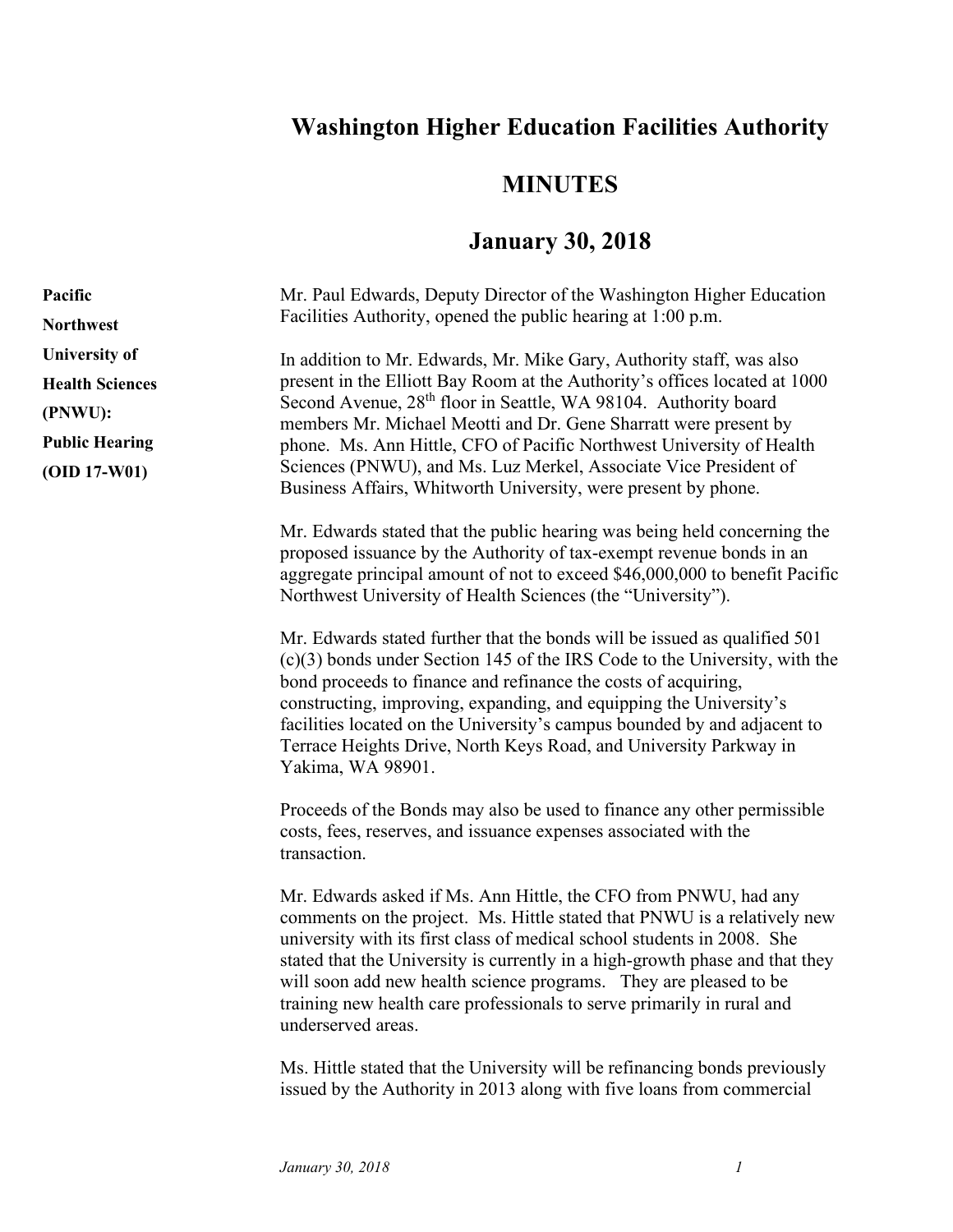# Washington Higher Education Facilities Authority

## MINUTES

## January 30, 2018

**Pacific Northwest University of Health Sciences (PNWU): Public Hearing (OID 17-W01)**

Mr. Paul Edwards, Deputy Director of the Washington Higher Education Facilities Authority, opened the public hearing at 1:00 p.m.

In addition to Mr. Edwards, Mr. Mike Gary, Authority staff, was also present in the Elliott Bay Room at the Authority's offices located at 1000 Second Avenue, 28th floor in Seattle, WA 98104. Authority board members Mr. Michael Meotti and Dr. Gene Sharratt were present by phone. Ms. Ann Hittle, CFO of Pacific Northwest University of Health Sciences (PNWU), and Ms. Luz Merkel, Associate Vice President of Business Affairs, Whitworth University, were present by phone.

Mr. Edwards stated that the public hearing was being held concerning the proposed issuance by the Authority of tax-exempt revenue bonds in an aggregate principal amount of not to exceed $46,000,000 to benefit Pacific Northwest University of Health Sciences (the "University").

Mr. Edwards stated further that the bonds will be issued as qualified 501 (c)(3) bonds under Section 145 of the IRS Code to the University, with the bond proceeds to finance and refinance the costs of acquiring, constructing, improving, expanding, and equipping the University's facilities located on the University's campus bounded by and adjacent to Terrace Heights Drive, North Keys Road, and University Parkway in Yakima, WA 98901.

Proceeds of the Bonds may also be used to finance any other permissible costs, fees, reserves, and issuance expenses associated with the transaction.

Mr. Edwards asked if Ms. Ann Hittle, the CFO from PNWU, had any comments on the project. Ms. Hittle stated that PNWU is a relatively new university with its first class of medical school students in 2008. She stated that the University is currently in a high-growth phase and that they will soon add new health science programs. They are pleased to be training new health care professionals to serve primarily in rural and underserved areas.

Ms. Hittle stated that the University will be refinancing bonds previously issued by the Authority in 2013 along with five loans from commercial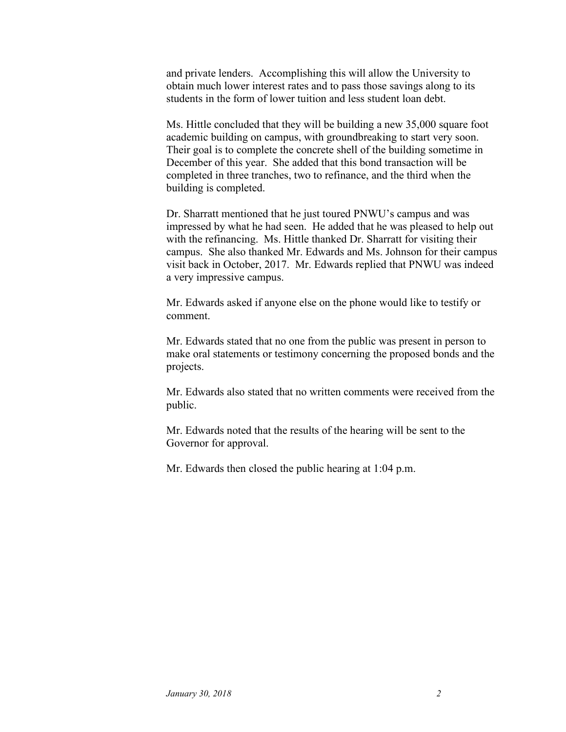and private lenders. Accomplishing this will allow the University to obtain much lower interest rates and to pass those savings along to its students in the form of lower tuition and less student loan debt.

Ms. Hittle concluded that they will be building a new 35,000 square foot academic building on campus, with groundbreaking to start very soon. Their goal is to complete the concrete shell of the building sometime in December of this year. She added that this bond transaction will be completed in three tranches, two to refinance, and the third when the building is completed.

Dr. Sharratt mentioned that he just toured PNWU's campus and was impressed by what he had seen. He added that he was pleased to help out with the refinancing. Ms. Hittle thanked Dr. Sharratt for visiting their campus. She also thanked Mr. Edwards and Ms. Johnson for their campus visit back in October, 2017. Mr. Edwards replied that PNWU was indeed a very impressive campus.

Mr. Edwards asked if anyone else on the phone would like to testify or comment.

Mr. Edwards stated that no one from the public was present in person to make oral statements or testimony concerning the proposed bonds and the projects.

Mr. Edwards also stated that no written comments were received from the public.

Mr. Edwards noted that the results of the hearing will be sent to the Governor for approval.

Mr. Edwards then closed the public hearing at 1:04 p.m.